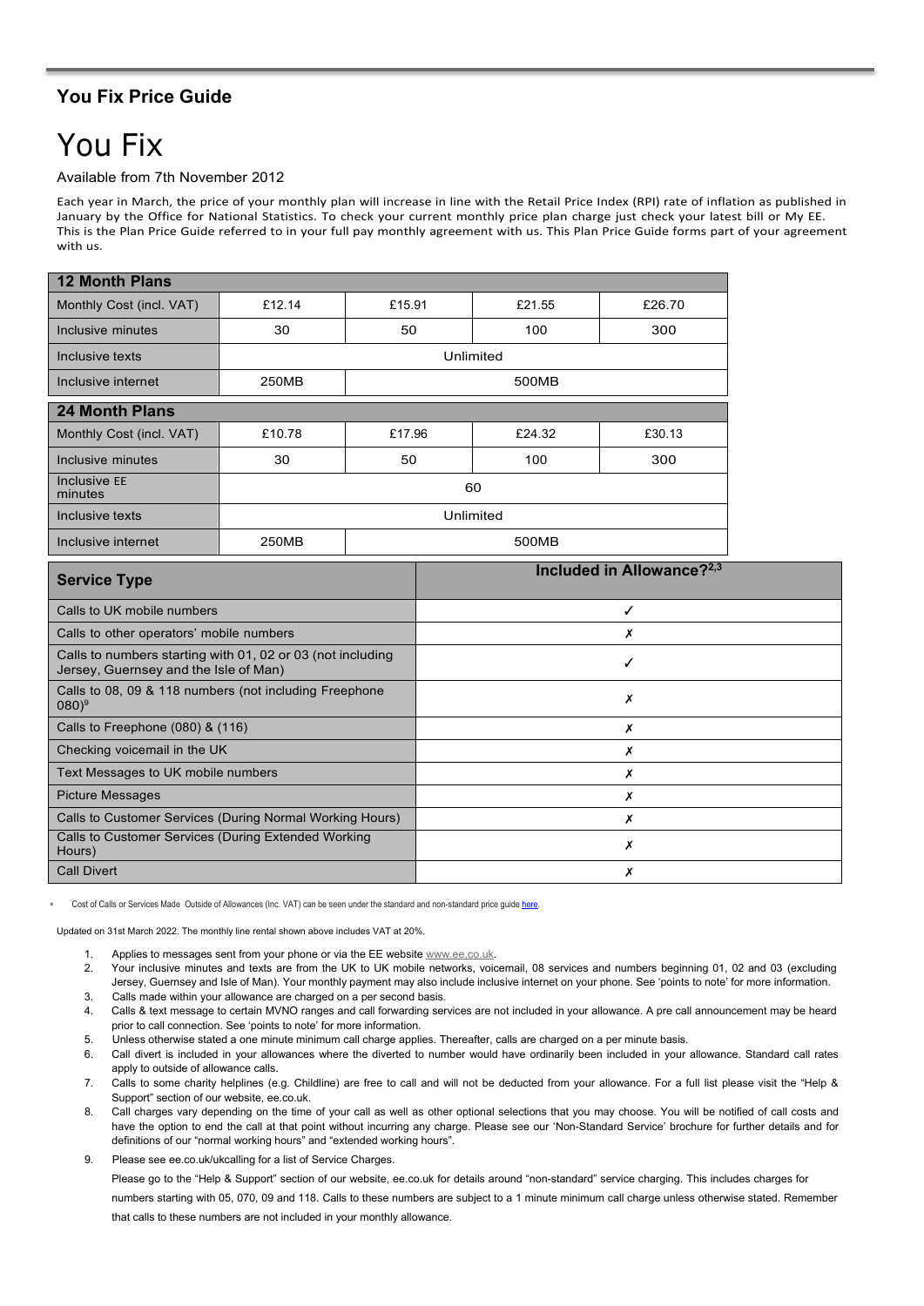## You Fix Price Guide

# You Fix

Available from 7th November 2012

Each year in March, the price of your monthly plan will increase in line with the Retail Price Index (RPI) rate of inflation as published in January by the Office for National Statistics. To check your current monthly price plan charge just check your latest bill or My EE. This is the Plan Price Guide referred to in your full pay monthly agreement with us. This Plan Price Guide forms part of your agreement with us.

| 12 Month Plans | | | | |
|---|---|---|---|---|
| Monthly Cost (incl. VAT) | £12.14 | £15.91 | £21.55 | £26.70 |
| Inclusive minutes | 30 | 50 | 100 | 300 |
| Inclusive texts | Unlimited | | | |
| Inclusive internet | 250MB | 500MB | | |

| 24 Month Plans | | | | |
|---|---|---|---|---|
| Monthly Cost (incl. VAT) | £10.78 | £17.96 | £24.32 | £30.13 |
| Inclusive minutes | 30 | 50 | 100 | 300 |
| Inclusive EE minutes | 60 | | | |
| Inclusive texts | Unlimited | | | |
| Inclusive internet | 250MB | 500MB | | |

| Service Type | Included in Allowance?[2,3] |
|---|---|
| Calls to UK mobile numbers | ✓ |
| Calls to other operators' mobile numbers | ✗ |
| Calls to numbers starting with 01, 02 or 03 (not including Jersey, Guernsey and the Isle of Man) | ✓ |
| Calls to 08, 09 & 118 numbers (not including Freephone 080)[9] | ✗ |
| Calls to Freephone (080) & (116) | ✗ |
| Checking voicemail in the UK | ✗ |
| Text Messages to UK mobile numbers | ✗ |
| Picture Messages | ✗ |
| Calls to Customer Services (During Normal Working Hours) | ✗ |
| Calls to Customer Services (During Extended Working Hours) | ✗ |
| Call Divert | ✗ |

* Cost of Calls or Services Made Outside of Allowances (Inc. VAT) can be seen under the standard and non-standard price guide here.

Updated on 31st March 2022. The monthly line rental shown above includes VAT at 20%.

1. Applies to messages sent from your phone or via the EE website www.ee.co.uk.
2. Your inclusive minutes and texts are from the UK to UK mobile networks, voicemail, 08 services and numbers beginning 01, 02 and 03 (excluding Jersey, Guernsey and Isle of Man). Your monthly payment may also include inclusive internet on your phone. See 'points to note' for more information.
3. Calls made within your allowance are charged on a per second basis.
4. Calls & text message to certain MVNO ranges and call forwarding services are not included in your allowance. A pre call announcement may be heard prior to call connection. See 'points to note' for more information.
5. Unless otherwise stated a one minute minimum call charge applies. Thereafter, calls are charged on a per minute basis.
6. Call divert is included in your allowances where the diverted to number would have ordinarily been included in your allowance. Standard call rates apply to outside of allowance calls.
7. Calls to some charity helplines (e.g. Childline) are free to call and will not be deducted from your allowance. For a full list please visit the "Help & Support" section of our website, ee.co.uk.
8. Call charges vary depending on the time of your call as well as other optional selections that you may choose. You will be notified of call costs and have the option to end the call at that point without incurring any charge. Please see our 'Non-Standard Service' brochure for further details and for definitions of our "normal working hours" and "extended working hours".
9. Please see ee.co.uk/ukcalling for a list of Service Charges.

   Please go to the "Help & Support" section of our website, ee.co.uk for details around "non-standard" service charging. This includes charges for numbers starting with 05, 070, 09 and 118. Calls to these numbers are subject to a 1 minute minimum call charge unless otherwise stated. Remember that calls to these numbers are not included in your monthly allowance.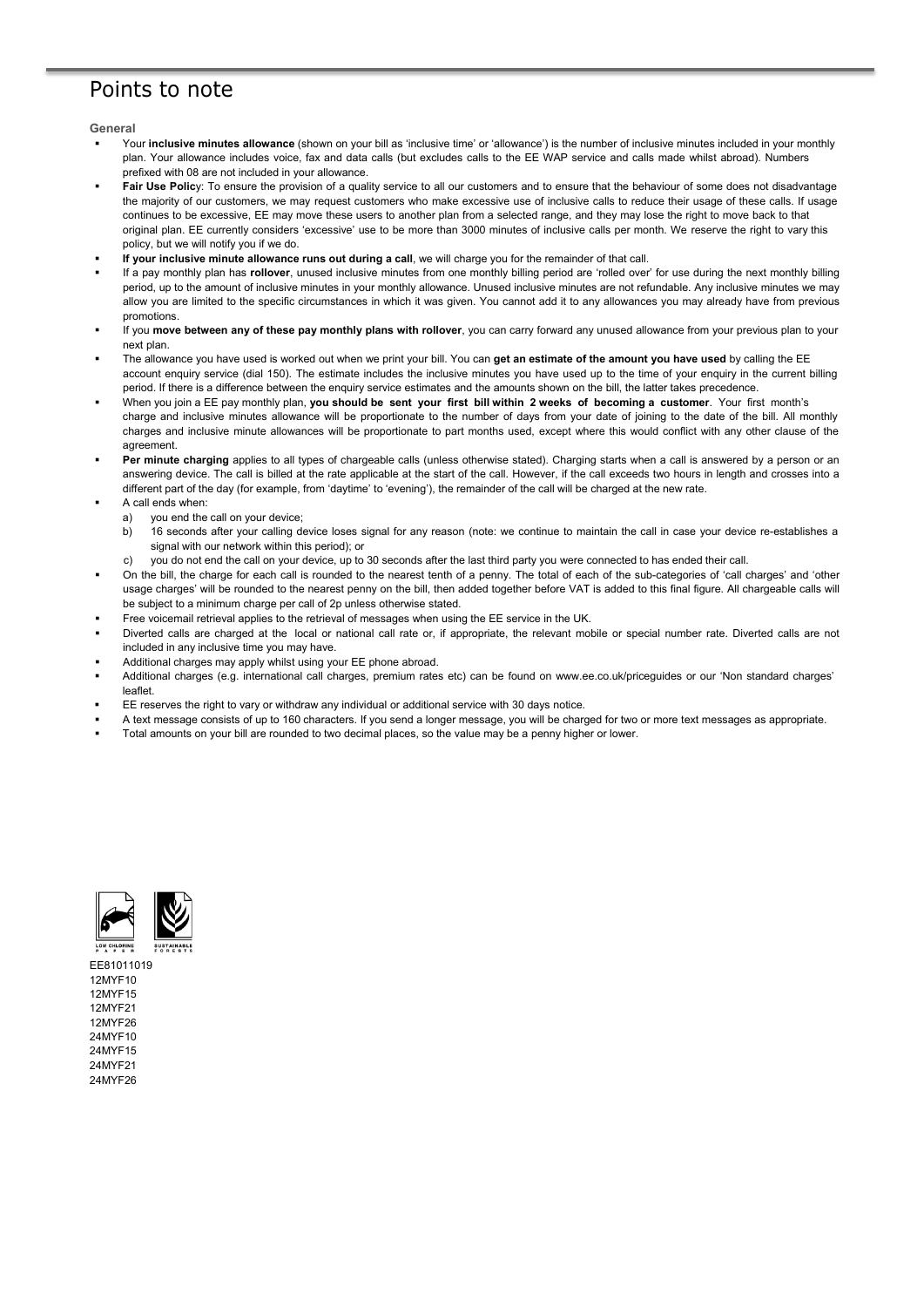# Points to note

**General**

- Your **inclusive minutes allowance** (shown on your bill as 'inclusive time' or 'allowance') is the number of inclusive minutes included in your monthly plan. Your allowance includes voice, fax and data calls (but excludes calls to the EE WAP service and calls made whilst abroad). Numbers prefixed with 08 are not included in your allowance.
- **Fair Use Polic**y: To ensure the provision of a quality service to all our customers and to ensure that the behaviour of some does not disadvantage the majority of our customers, we may request customers who make excessive use of inclusive calls to reduce their usage of these calls. If usage continues to be excessive, EE may move these users to another plan from a selected range, and they may lose the right to move back to that original plan. EE currently considers 'excessive' use to be more than 3000 minutes of inclusive calls per month. We reserve the right to vary this policy, but we will notify you if we do.
- **If your inclusive minute allowance runs out during a call**, we will charge you for the remainder of that call.
- If a pay monthly plan has **rollover**, unused inclusive minutes from one monthly billing period are 'rolled over' for use during the next monthly billing period, up to the amount of inclusive minutes in your monthly allowance. Unused inclusive minutes are not refundable. Any inclusive minutes we may allow you are limited to the specific circumstances in which it was given. You cannot add it to any allowances you may already have from previous promotions.
- If you **move between any of these pay monthly plans with rollover**, you can carry forward any unused allowance from your previous plan to your next plan.
- The allowance you have used is worked out when we print your bill. You can **get an estimate of the amount you have used** by calling the EE account enquiry service (dial 150). The estimate includes the inclusive minutes you have used up to the time of your enquiry in the current billing period. If there is a difference between the enquiry service estimates and the amounts shown on the bill, the latter takes precedence.
- When you join a EE pay monthly plan, **you should be sent your first bill within 2 weeks of becoming a customer**. Your first month's charge and inclusive minutes allowance will be proportionate to the number of days from your date of joining to the date of the bill. All monthly charges and inclusive minute allowances will be proportionate to part months used, except where this would conflict with any other clause of the agreement.
- **Per minute charging** applies to all types of chargeable calls (unless otherwise stated). Charging starts when a call is answered by a person or an answering device. The call is billed at the rate applicable at the start of the call. However, if the call exceeds two hours in length and crosses into a different part of the day (for example, from 'daytime' to 'evening'), the remainder of the call will be charged at the new rate.
- A call ends when:
  a) you end the call on your device;
  b) 16 seconds after your calling device loses signal for any reason (note: we continue to maintain the call in case your device re-establishes a signal with our network within this period); or
  c) you do not end the call on your device, up to 30 seconds after the last third party you were connected to has ended their call.
- On the bill, the charge for each call is rounded to the nearest tenth of a penny. The total of each of the sub-categories of 'call charges' and 'other usage charges' will be rounded to the nearest penny on the bill, then added together before VAT is added to this final figure. All chargeable calls will be subject to a minimum charge per call of 2p unless otherwise stated.
- Free voicemail retrieval applies to the retrieval of messages when using the EE service in the UK.
- Diverted calls are charged at the local or national call rate or, if appropriate, the relevant mobile or special number rate. Diverted calls are not included in any inclusive time you may have.
- Additional charges may apply whilst using your EE phone abroad.
- Additional charges (e.g. international call charges, premium rates etc) can be found on www.ee.co.uk/priceguides or our 'Non standard charges' leaflet.
- EE reserves the right to vary or withdraw any individual or additional service with 30 days notice.
- A text message consists of up to 160 characters. If you send a longer message, you will be charged for two or more text messages as appropriate.
- Total amounts on your bill are rounded to two decimal places, so the value may be a penny higher or lower.

LOW CHLORINE PAPER

SUSTAINABLE FORESTS

EE81011019
12MYF10
12MYF15
12MYF21
12MYF26
24MYF10
24MYF15
24MYF21
24MYF26